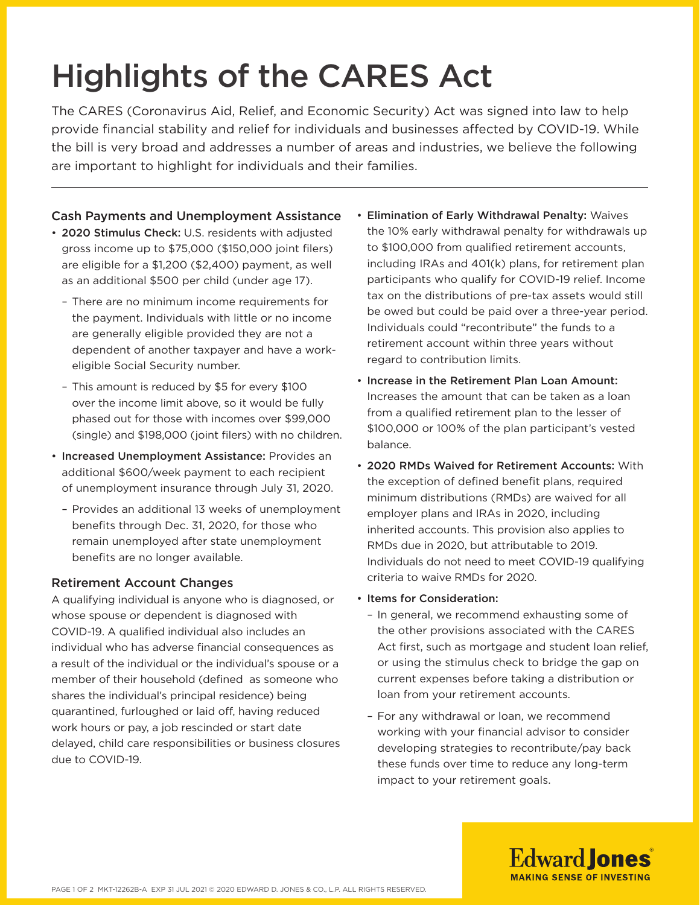# Highlights of the CARES Act

The CARES (Coronavirus Aid, Relief, and Economic Security) Act was signed into law to help provide financial stability and relief for individuals and businesses affected by COVID-19. While the bill is very broad and addresses a number of areas and industries, we believe the following are important to highlight for individuals and their families.

## Cash Payments and Unemployment Assistance

- **2020 Stimulus Check:** U.S. residents with adjusted gross income up to $75,000 ($150,000 joint filers) are eligible for a $1,200 ($2,400) payment, as well as an additional $500 per child (under age 17).
  - There are no minimum income requirements for the payment. Individuals with little or no income are generally eligible provided they are not a dependent of another taxpayer and have a work-eligible Social Security number.
  - This amount is reduced by $5 for every $100 over the income limit above, so it would be fully phased out for those with incomes over $99,000 (single) and $198,000 (joint filers) with no children.
- **Increased Unemployment Assistance:** Provides an additional $600/week payment to each recipient of unemployment insurance through July 31, 2020.
  - Provides an additional 13 weeks of unemployment benefits through Dec. 31, 2020, for those who remain unemployed after state unemployment benefits are no longer available.

## Retirement Account Changes

A qualifying individual is anyone who is diagnosed, or whose spouse or dependent is diagnosed with COVID-19. A qualified individual also includes an individual who has adverse financial consequences as a result of the individual or the individual's spouse or a member of their household (defined as someone who shares the individual's principal residence) being quarantined, furloughed or laid off, having reduced work hours or pay, a job rescinded or start date delayed, child care responsibilities or business closures due to COVID-19.

- **Elimination of Early Withdrawal Penalty:** Waives the 10% early withdrawal penalty for withdrawals up to $100,000 from qualified retirement accounts, including IRAs and 401(k) plans, for retirement plan participants who qualify for COVID-19 relief. Income tax on the distributions of pre-tax assets would still be owed but could be paid over a three-year period. Individuals could "recontribute" the funds to a retirement account within three years without regard to contribution limits.
- **Increase in the Retirement Plan Loan Amount:** Increases the amount that can be taken as a loan from a qualified retirement plan to the lesser of $100,000 or 100% of the plan participant's vested balance.
- **2020 RMDs Waived for Retirement Accounts:** With the exception of defined benefit plans, required minimum distributions (RMDs) are waived for all employer plans and IRAs in 2020, including inherited accounts. This provision also applies to RMDs due in 2020, but attributable to 2019. Individuals do not need to meet COVID-19 qualifying criteria to waive RMDs for 2020.
- **Items for Consideration:**
  - In general, we recommend exhausting some of the other provisions associated with the CARES Act first, such as mortgage and student loan relief, or using the stimulus check to bridge the gap on current expenses before taking a distribution or loan from your retirement accounts.
  - For any withdrawal or loan, we recommend working with your financial advisor to consider developing strategies to recontribute/pay back these funds over time to reduce any long-term impact to your retirement goals.

Edward Jones
MAKING SENSE OF INVESTING

MKT-12262B-A EXP 31 JUL 2021 © 2020 EDWARD D. JONES & CO., L.P. ALL RIGHTS RESERVED.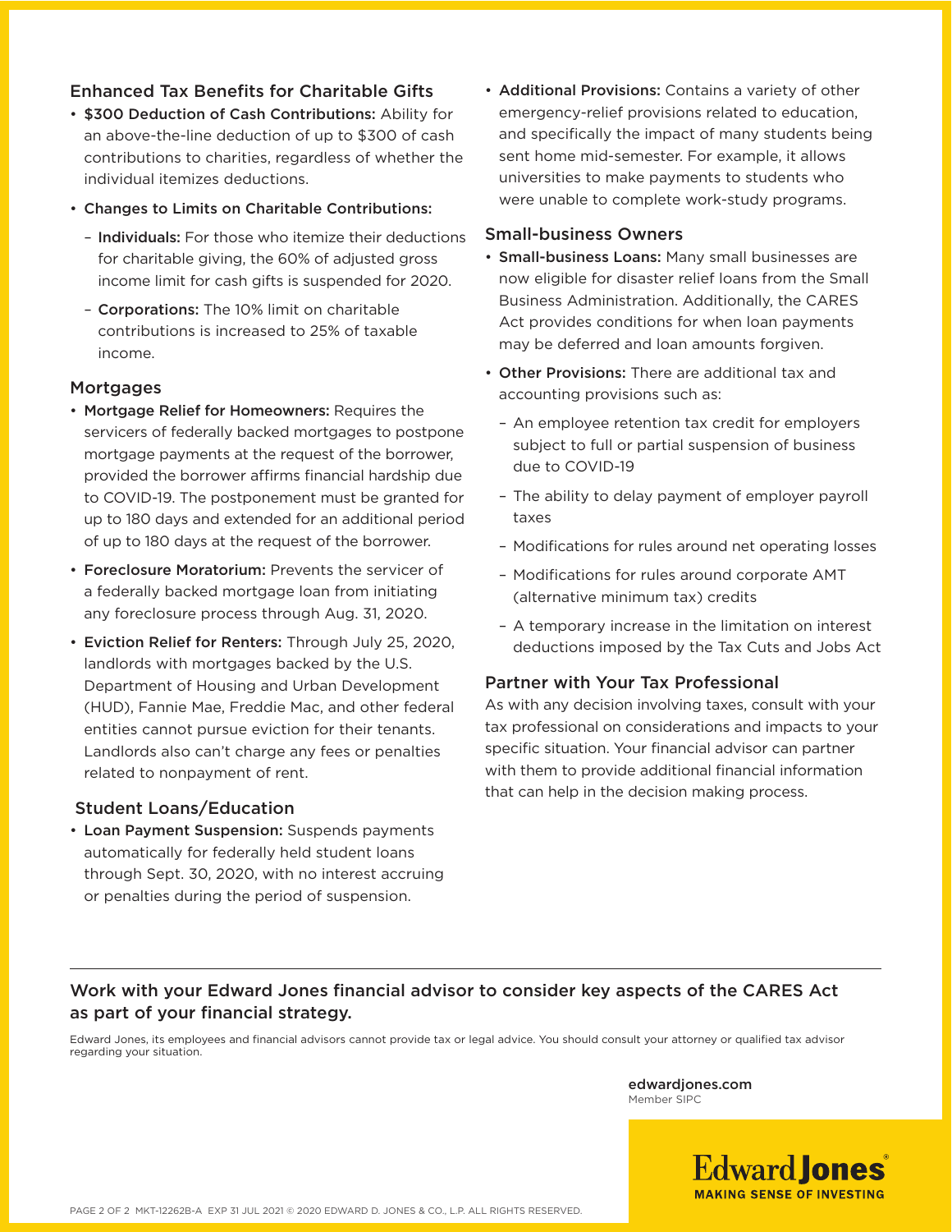## Enhanced Tax Benefits for Charitable Gifts

- **$300 Deduction of Cash Contributions:** Ability for an above-the-line deduction of up to $300 of cash contributions to charities, regardless of whether the individual itemizes deductions.
- **Changes to Limits on Charitable Contributions:**
  - **Individuals:** For those who itemize their deductions for charitable giving, the 60% of adjusted gross income limit for cash gifts is suspended for 2020.
  - **Corporations:** The 10% limit on charitable contributions is increased to 25% of taxable income.

## Mortgages

- **Mortgage Relief for Homeowners:** Requires the servicers of federally backed mortgages to postpone mortgage payments at the request of the borrower, provided the borrower affirms financial hardship due to COVID-19. The postponement must be granted for up to 180 days and extended for an additional period of up to 180 days at the request of the borrower.
- **Foreclosure Moratorium:** Prevents the servicer of a federally backed mortgage loan from initiating any foreclosure process through Aug. 31, 2020.
- **Eviction Relief for Renters:** Through July 25, 2020, landlords with mortgages backed by the U.S. Department of Housing and Urban Development (HUD), Fannie Mae, Freddie Mac, and other federal entities cannot pursue eviction for their tenants. Landlords also can't charge any fees or penalties related to nonpayment of rent.

## Student Loans/Education

- **Loan Payment Suspension:** Suspends payments automatically for federally held student loans through Sept. 30, 2020, with no interest accruing or penalties during the period of suspension.
- **Additional Provisions:** Contains a variety of other emergency-relief provisions related to education, and specifically the impact of many students being sent home mid-semester. For example, it allows universities to make payments to students who were unable to complete work-study programs.

## Small-business Owners

- **Small-business Loans:** Many small businesses are now eligible for disaster relief loans from the Small Business Administration. Additionally, the CARES Act provides conditions for when loan payments may be deferred and loan amounts forgiven.
- **Other Provisions:** There are additional tax and accounting provisions such as:
  - An employee retention tax credit for employers subject to full or partial suspension of business due to COVID-19
  - The ability to delay payment of employer payroll taxes
  - Modifications for rules around net operating losses
  - Modifications for rules around corporate AMT (alternative minimum tax) credits
  - A temporary increase in the limitation on interest deductions imposed by the Tax Cuts and Jobs Act

## Partner with Your Tax Professional

As with any decision involving taxes, consult with your tax professional on considerations and impacts to your specific situation. Your financial advisor can partner with them to provide additional financial information that can help in the decision making process.

---

**Work with your Edward Jones financial advisor to consider key aspects of the CARES Act as part of your financial strategy.**

Edward Jones, its employees and financial advisors cannot provide tax or legal advice. You should consult your attorney or qualified tax advisor regarding your situation.

**edwardjones.com**
Member SIPC

Edward Jones®
MAKING SENSE OF INVESTING

MKT-12262B-A EXP 31 JUL 2021 © 2020 EDWARD D. JONES & CO., L.P. ALL RIGHTS RESERVED.